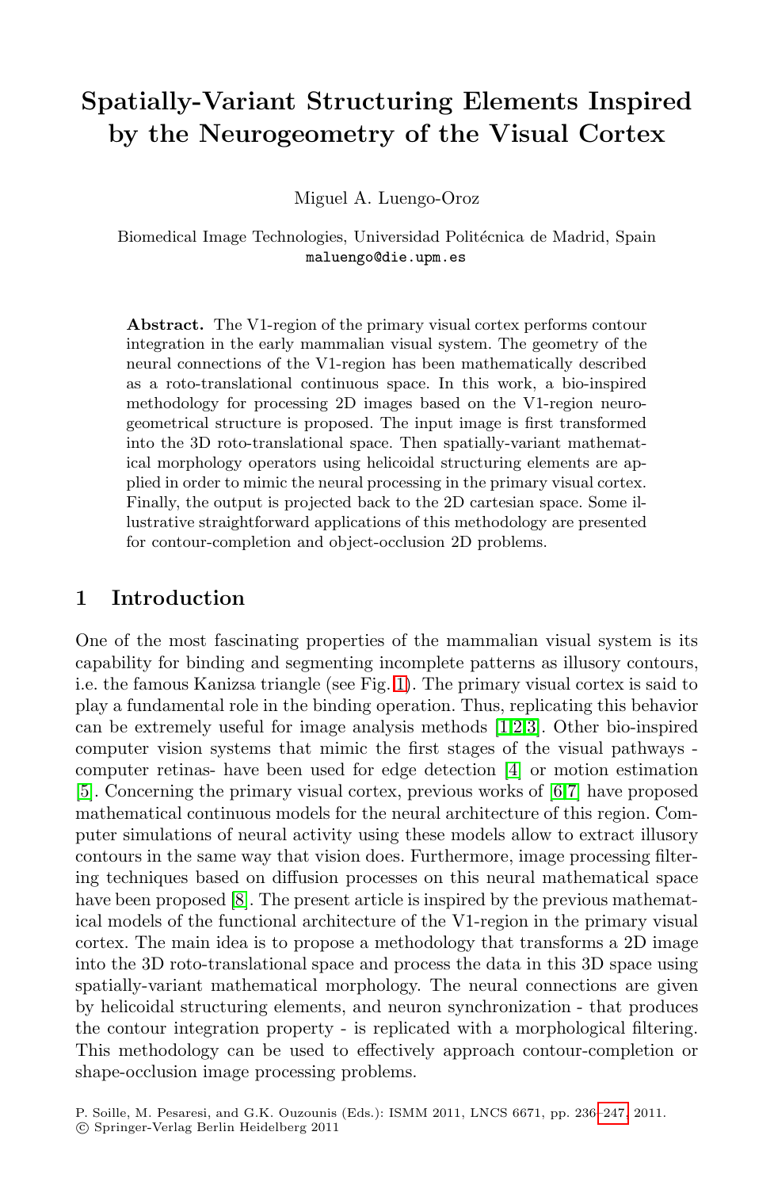# Spatially-Variant Structuring Elements Inspired by the Neurogeometry of the Visual Cortex

Miguel A. Luengo-Oroz

Biomedical Image Technologies, Universidad Politécnica de Madrid, Spain
maluengo@die.upm.es

**Abstract.** The V1-region of the primary visual cortex performs contour integration in the early mammalian visual system. The geometry of the neural connections of the V1-region has been mathematically described as a roto-translational continuous space. In this work, a bio-inspired methodology for processing 2D images based on the V1-region neuro-geometrical structure is proposed. The input image is first transformed into the 3D roto-translational space. Then spatially-variant mathematical morphology operators using helicoidal structuring elements are applied in order to mimic the neural processing in the primary visual cortex. Finally, the output is projected back to the 2D cartesian space. Some illustrative straightforward applications of this methodology are presented for contour-completion and object-occlusion 2D problems.

## 1 Introduction

One of the most fascinating properties of the mammalian visual system is its capability for binding and segmenting incomplete patterns as illusory contours, i.e. the famous Kanizsa triangle (see Fig. 1). The primary visual cortex is said to play a fundamental role in the binding operation. Thus, replicating this behavior can be extremely useful for image analysis methods [1,2,3]. Other bio-inspired computer vision systems that mimic the first stages of the visual pathways - computer retinas- have been used for edge detection [4] or motion estimation [5]. Concerning the primary visual cortex, previous works of [6,7] have proposed mathematical continuous models for the neural architecture of this region. Computer simulations of neural activity using these models allow to extract illusory contours in the same way that vision does. Furthermore, image processing filtering techniques based on diffusion processes on this neural mathematical space have been proposed [8]. The present article is inspired by the previous mathematical models of the functional architecture of the V1-region in the primary visual cortex. The main idea is to propose a methodology that transforms a 2D image into the 3D roto-translational space and process the data in this 3D space using spatially-variant mathematical morphology. The neural connections are given by helicoidal structuring elements, and neuron synchronization - that produces the contour integration property - is replicated with a morphological filtering. This methodology can be used to effectively approach contour-completion or shape-occlusion image processing problems.

P. Soille, M. Pesaresi, and G.K. Ouzounis (Eds.): ISMM 2011, LNCS 6671, pp. 236–247, 2011.
© Springer-Verlag Berlin Heidelberg 2011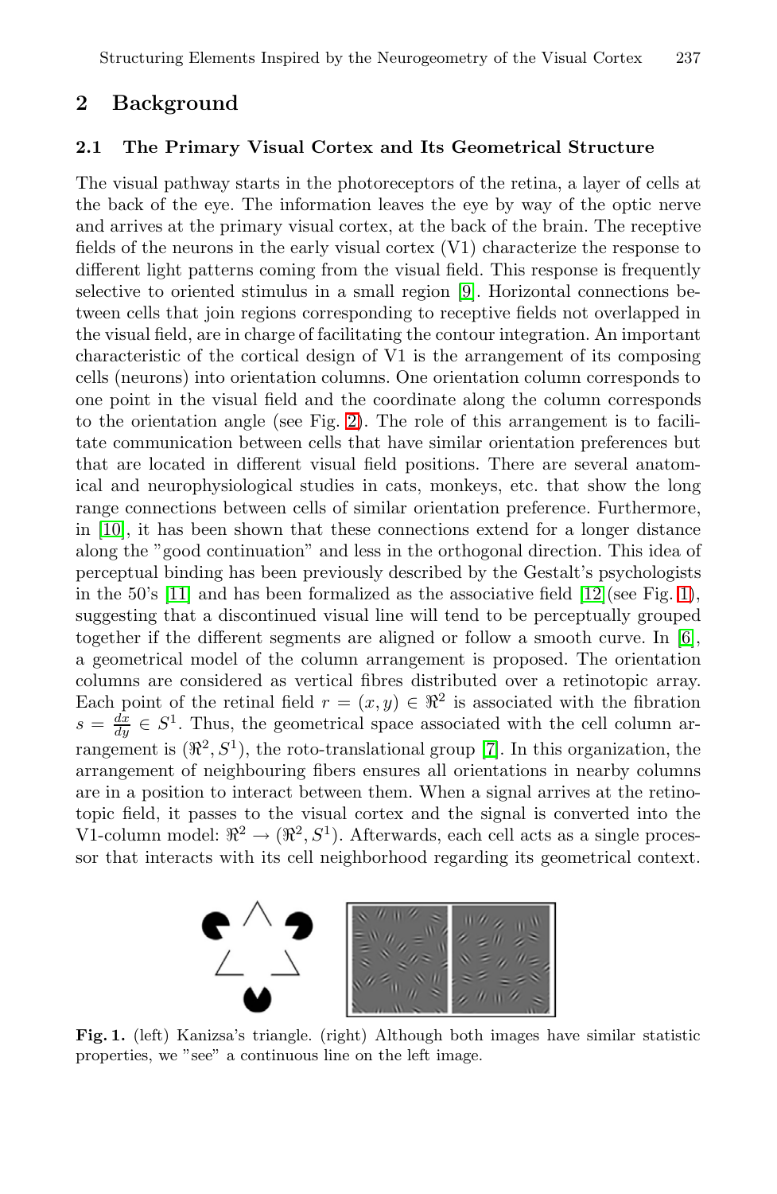## 2 Background

### 2.1 The Primary Visual Cortex and Its Geometrical Structure

The visual pathway starts in the photoreceptors of the retina, a layer of cells at the back of the eye. The information leaves the eye by way of the optic nerve and arrives at the primary visual cortex, at the back of the brain. The receptive fields of the neurons in the early visual cortex (V1) characterize the response to different light patterns coming from the visual field. This response is frequently selective to oriented stimulus in a small region [9]. Horizontal connections between cells that join regions corresponding to receptive fields not overlapped in the visual field, are in charge of facilitating the contour integration. An important characteristic of the cortical design of V1 is the arrangement of its composing cells (neurons) into orientation columns. One orientation column corresponds to one point in the visual field and the coordinate along the column corresponds to the orientation angle (see Fig. 2). The role of this arrangement is to facilitate communication between cells that have similar orientation preferences but that are located in different visual field positions. There are several anatomical and neurophysiological studies in cats, monkeys, etc. that show the long range connections between cells of similar orientation preference. Furthermore, in [10], it has been shown that these connections extend for a longer distance along the "good continuation" and less in the orthogonal direction. This idea of perceptual binding has been previously described by the Gestalt's psychologists in the 50's [11] and has been formalized as the associative field [12] (see Fig. 1), suggesting that a discontinued visual line will tend to be perceptually grouped together if the different segments are aligned or follow a smooth curve. In [6], a geometrical model of the column arrangement is proposed. The orientation columns are considered as vertical fibres distributed over a retinotopic array. Each point of the retinal field $r = (x, y) \in \Re^2$ is associated with the fibration $s = \frac{dx}{dy} \in S^1$. Thus, the geometrical space associated with the cell column arrangement is $(\Re^2, S^1)$, the roto-translational group [7]. In this organization, the arrangement of neighbouring fibers ensures all orientations in nearby columns are in a position to interact between them. When a signal arrives at the retinotopic field, it passes to the visual cortex and the signal is converted into the V1-column model: $\Re^2 \rightarrow (\Re^2, S^1)$. Afterwards, each cell acts as a single processor that interacts with its cell neighborhood regarding its geometrical context.

**Fig. 1.** (left) Kanizsa's triangle. (right) Although both images have similar statistic properties, we "see" a continuous line on the left image.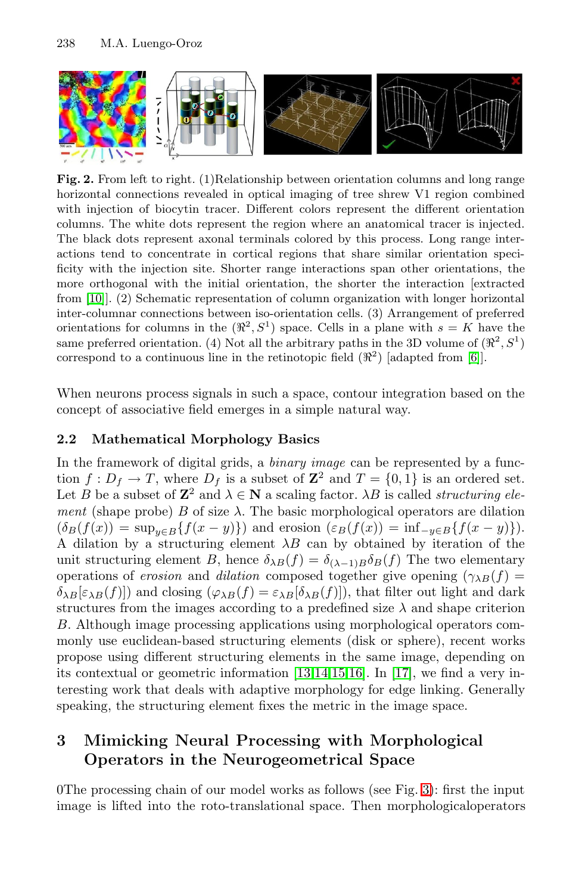**Fig. 2.** From left to right. (1)Relationship between orientation columns and long range horizontal connections revealed in optical imaging of tree shrew V1 region combined with injection of biocytin tracer. Different colors represent the different orientation columns. The white dots represent the region where an anatomical tracer is injected. The black dots represent axonal terminals colored by this process. Long range interactions tend to concentrate in cortical regions that share similar orientation specificity with the injection site. Shorter range interactions span other orientations, the more orthogonal with the initial orientation, the shorter the interaction [extracted from [10]]. (2) Schematic representation of column organization with longer horizontal inter-columnar connections between iso-orientation cells. (3) Arrangement of preferred orientations for columns in the $(\Re^2, S^1)$ space. Cells in a plane with $s = K$ have the same preferred orientation. (4) Not all the arbitrary paths in the 3D volume of $(\Re^2, S^1)$ correspond to a continuous line in the retinotopic field $(\Re^2)$ [adapted from [6]].

When neurons process signals in such a space, contour integration based on the concept of associative field emerges in a simple natural way.

### 2.2 Mathematical Morphology Basics

In the framework of digital grids, a *binary image* can be represented by a function $f : D_f \to T$, where $D_f$ is a subset of $\mathbf{Z}^2$ and $T = \{0, 1\}$ is an ordered set. Let $B$ be a subset of $\mathbf{Z}^2$ and $\lambda \in \mathbf{N}$ a scaling factor. $\lambda B$ is called *structuring element* (shape probe) $B$ of size $\lambda$. The basic morphological operators are dilation $(\delta_B(f(x)) = \sup_{y \in B}\{f(x-y)\})$ and erosion $(\varepsilon_B(f(x)) = \inf_{-y \in B}\{f(x-y)\})$. A dilation by a structuring element $\lambda B$ can by obtained by iteration of the unit structuring element $B$, hence $\delta_{\lambda B}(f) = \delta_{(\lambda-1)B}\delta_B(f)$ The two elementary operations of *erosion* and *dilation* composed together give opening $(\gamma_{\lambda B}(f) = \delta_{\lambda B}[\varepsilon_{\lambda B}(f)])$ and closing $(\varphi_{\lambda B}(f) = \varepsilon_{\lambda B}[\delta_{\lambda B}(f)])$, that filter out light and dark structures from the images according to a predefined size $\lambda$ and shape criterion $B$. Although image processing applications using morphological operators commonly use euclidean-based structuring elements (disk or sphere), recent works propose using different structuring elements in the same image, depending on its contextual or geometric information [13,14,15,16]. In [17], we find a very interesting work that deals with adaptive morphology for edge linking. Generally speaking, the structuring element fixes the metric in the image space.

## 3 Mimicking Neural Processing with Morphological Operators in the Neurogeometrical Space

0The processing chain of our model works as follows (see Fig. 3): first the input image is lifted into the roto-translational space. Then morphologicaloperators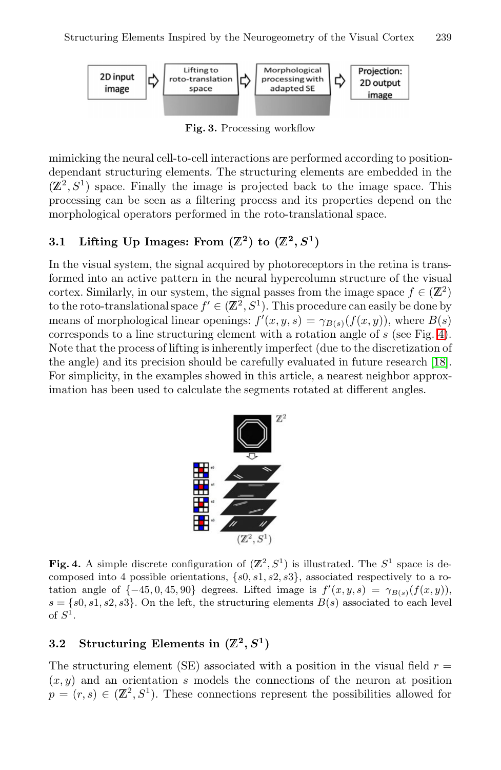2D input image ⇨ Lifting to roto-translation space ⇨ Morphological processing with adapted SE ⇨ Projection: 2D output image

**Fig. 3.** Processing workflow

mimicking the neural cell-to-cell interactions are performed according to position-dependant structuring elements. The structuring elements are embedded in the $(\mathbb{Z}^2, S^1)$ space. Finally the image is projected back to the image space. This processing can be seen as a filtering process and its properties depend on the morphological operators performed in the roto-translational space.

### 3.1 Lifting Up Images: From $(\mathbb{Z}^2)$ to $(\mathbb{Z}^2, S^1)$

In the visual system, the signal acquired by photoreceptors in the retina is transformed into an active pattern in the neural hypercolumn structure of the visual cortex. Similarly, in our system, the signal passes from the image space $f \in (\mathbb{Z}^2)$ to the roto-translational space $f' \in (\mathbb{Z}^2, S^1)$. This procedure can easily be done by means of morphological linear openings: $f'(x, y, s) = \gamma_{B(s)}(f(x, y))$, where $B(s)$ corresponds to a line structuring element with a rotation angle of $s$ (see Fig. 4). Note that the process of lifting is inherently imperfect (due to the discretization of the angle) and its precision should be carefully evaluated in future research [18]. For simplicity, in the examples showed in this article, a nearest neighbor approximation has been used to calculate the segments rotated at different angles.

$\mathbb{Z}^2$

s0

s1

s2

s3

$(\mathbb{Z}^2, S^1)$

**Fig. 4.** A simple discrete configuration of $(\mathbb{Z}^2, S^1)$ is illustrated. The $S^1$ space is decomposed into 4 possible orientations, $\{s0, s1, s2, s3\}$, associated respectively to a rotation angle of $\{-45, 0, 45, 90\}$ degrees. Lifted image is $f'(x, y, s) = \gamma_{B(s)}(f(x, y))$, $s = \{s0, s1, s2, s3\}$. On the left, the structuring elements $B(s)$ associated to each level of $S^1$.

### 3.2 Structuring Elements in $(\mathbb{Z}^2, S^1)$

The structuring element (SE) associated with a position in the visual field $r = (x, y)$ and an orientation $s$ models the connections of the neuron at position $p = (r, s) \in (\mathbb{Z}^2, S^1)$. These connections represent the possibilities allowed for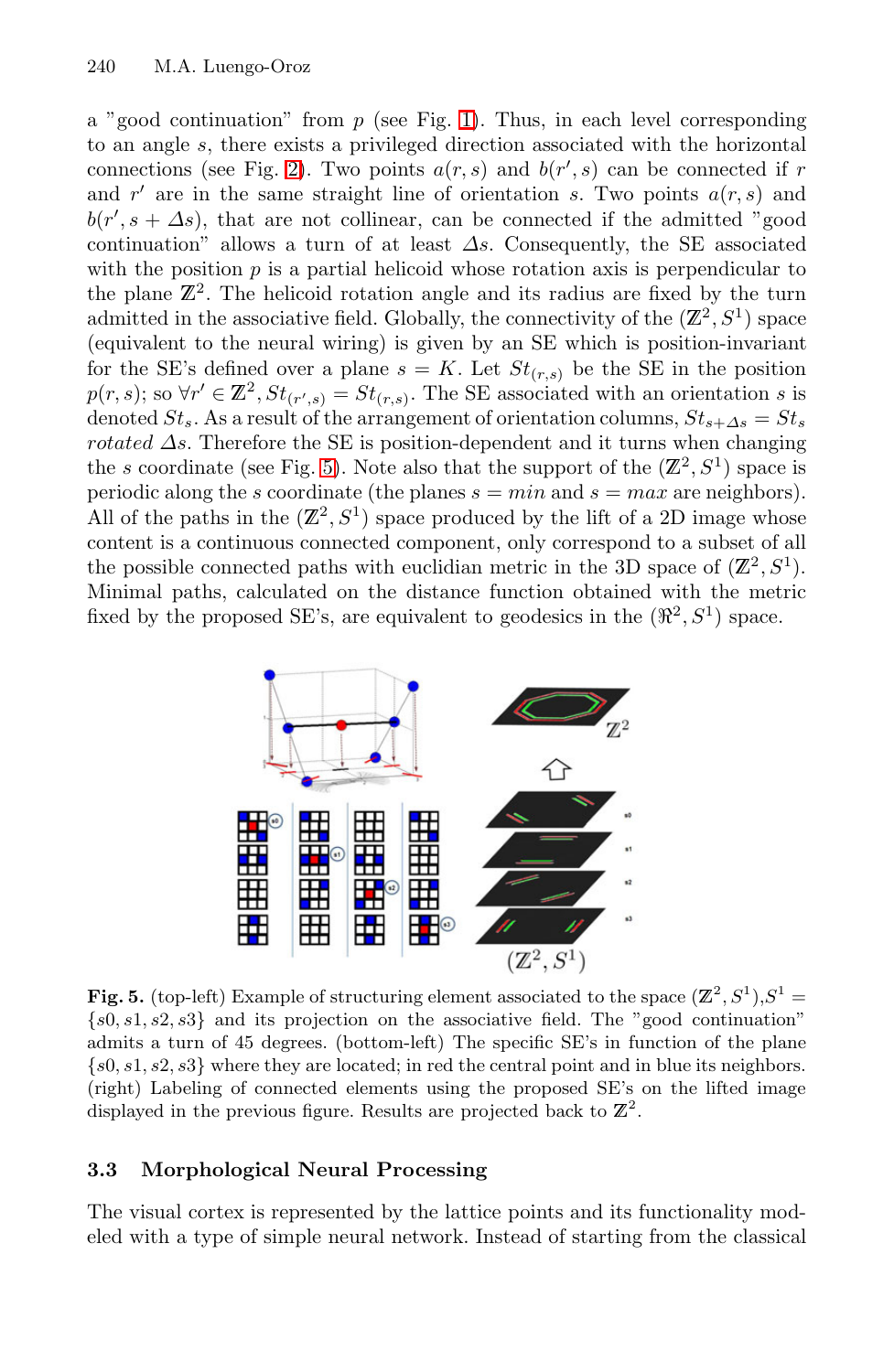a "good continuation" from $p$ (see Fig. 1). Thus, in each level corresponding to an angle $s$, there exists a privileged direction associated with the horizontal connections (see Fig. 2). Two points $a(r, s)$ and $b(r', s)$ can be connected if $r$ and $r'$ are in the same straight line of orientation $s$. Two points $a(r, s)$ and $b(r', s + \Delta s)$, that are not collinear, can be connected if the admitted "good continuation" allows a turn of at least $\Delta s$. Consequently, the SE associated with the position $p$ is a partial helicoid whose rotation axis is perpendicular to the plane $\mathbb{Z}^2$. The helicoid rotation angle and its radius are fixed by the turn admitted in the associative field. Globally, the connectivity of the $(\mathbb{Z}^2, S^1)$ space (equivalent to the neural wiring) is given by an SE which is position-invariant for the SE's defined over a plane $s = K$. Let $St_{(r,s)}$ be the SE in the position $p(r, s)$; so $\forall r' \in \mathbb{Z}^2, St_{(r',s)} = St_{(r,s)}$. The SE associated with an orientation $s$ is denoted $St_s$. As a result of the arrangement of orientation columns, $St_{s+\Delta s} = St_s$ *rotated* $\Delta s$. Therefore the SE is position-dependent and it turns when changing the $s$ coordinate (see Fig. 5). Note also that the support of the $(\mathbb{Z}^2, S^1)$ space is periodic along the $s$ coordinate (the planes $s = min$ and $s = max$ are neighbors). All of the paths in the $(\mathbb{Z}^2, S^1)$ space produced by the lift of a 2D image whose content is a continuous connected component, only correspond to a subset of all the possible connected paths with euclidian metric in the 3D space of $(\mathbb{Z}^2, S^1)$. Minimal paths, calculated on the distance function obtained with the metric fixed by the proposed SE's, are equivalent to geodesics in the $(\Re^2, S^1)$ space.

**Fig. 5.** (top-left) Example of structuring element associated to the space $(\mathbb{Z}^2, S^1)$,$S^1 = \{s0, s1, s2, s3\}$ and its projection on the associative field. The "good continuation" admits a turn of 45 degrees. (bottom-left) The specific SE's in function of the plane $\{s0, s1, s2, s3\}$ where they are located; in red the central point and in blue its neighbors. (right) Labeling of connected elements using the proposed SE's on the lifted image displayed in the previous figure. Results are projected back to $\mathbb{Z}^2$.

### 3.3 Morphological Neural Processing

The visual cortex is represented by the lattice points and its functionality modeled with a type of simple neural network. Instead of starting from the classical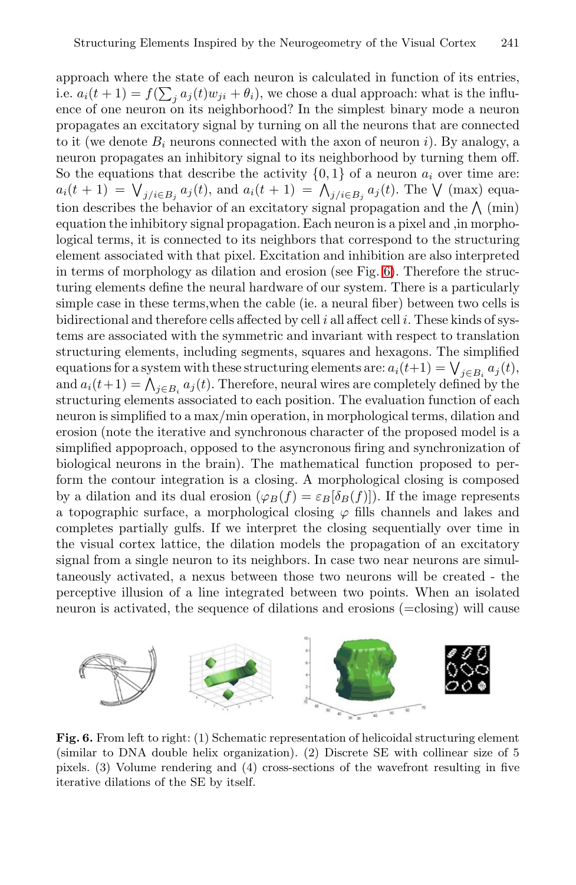approach where the state of each neuron is calculated in function of its entries, i.e. $a_i(t+1) = f(\sum_j a_j(t)w_{ji} + \theta_i)$, we chose a dual approach: what is the influence of one neuron on its neighborhood? In the simplest binary mode a neuron propagates an excitatory signal by turning on all the neurons that are connected to it (we denote $B_i$ neurons connected with the axon of neuron $i$). By analogy, a neuron propagates an inhibitory signal to its neighborhood by turning them off. So the equations that describe the activity $\{0, 1\}$ of a neuron $a_i$ over time are: $a_i(t+1) = \bigvee_{j/i \in B_j} a_j(t)$, and $a_i(t+1) = \bigwedge_{j/i \in B_j} a_j(t)$. The $\bigvee$ (max) equation describes the behavior of an excitatory signal propagation and the $\bigwedge$ (min) equation the inhibitory signal propagation. Each neuron is a pixel and ,in morphological terms, it is connected to its neighbors that correspond to the structuring element associated with that pixel. Excitation and inhibition are also interpreted in terms of morphology as dilation and erosion (see Fig. 6). Therefore the structuring elements define the neural hardware of our system. There is a particularly simple case in these terms,when the cable (ie. a neural fiber) between two cells is bidirectional and therefore cells affected by cell $i$ all affect cell $i$. These kinds of systems are associated with the symmetric and invariant with respect to translation structuring elements, including segments, squares and hexagons. The simplified equations for a system with these structuring elements are: $a_i(t+1) = \bigvee_{j \in B_i} a_j(t)$, and $a_i(t+1) = \bigwedge_{j \in B_i} a_j(t)$. Therefore, neural wires are completely defined by the structuring elements associated to each position. The evaluation function of each neuron is simplified to a max/min operation, in morphological terms, dilation and erosion (note the iterative and synchronous character of the proposed model is a simplified appoproach, opposed to the asyncronous firing and synchronization of biological neurons in the brain). The mathematical function proposed to perform the contour integration is a closing. A morphological closing is composed by a dilation and its dual erosion ($\varphi_B(f) = \varepsilon_B[\delta_B(f)]$). If the image represents a topographic surface, a morphological closing $\varphi$ fills channels and lakes and completes partially gulfs. If we interpret the closing sequentially over time in the visual cortex lattice, the dilation models the propagation of an excitatory signal from a single neuron to its neighbors. In case two near neurons are simultaneously activated, a nexus between those two neurons will be created - the perceptive illusion of a line integrated between two points. When an isolated neuron is activated, the sequence of dilations and erosions (=closing) will cause

**Fig. 6.** From left to right: (1) Schematic representation of helicoidal structuring element (similar to DNA double helix organization). (2) Discrete SE with collinear size of 5 pixels. (3) Volume rendering and (4) cross-sections of the wavefront resulting in five iterative dilations of the SE by itself.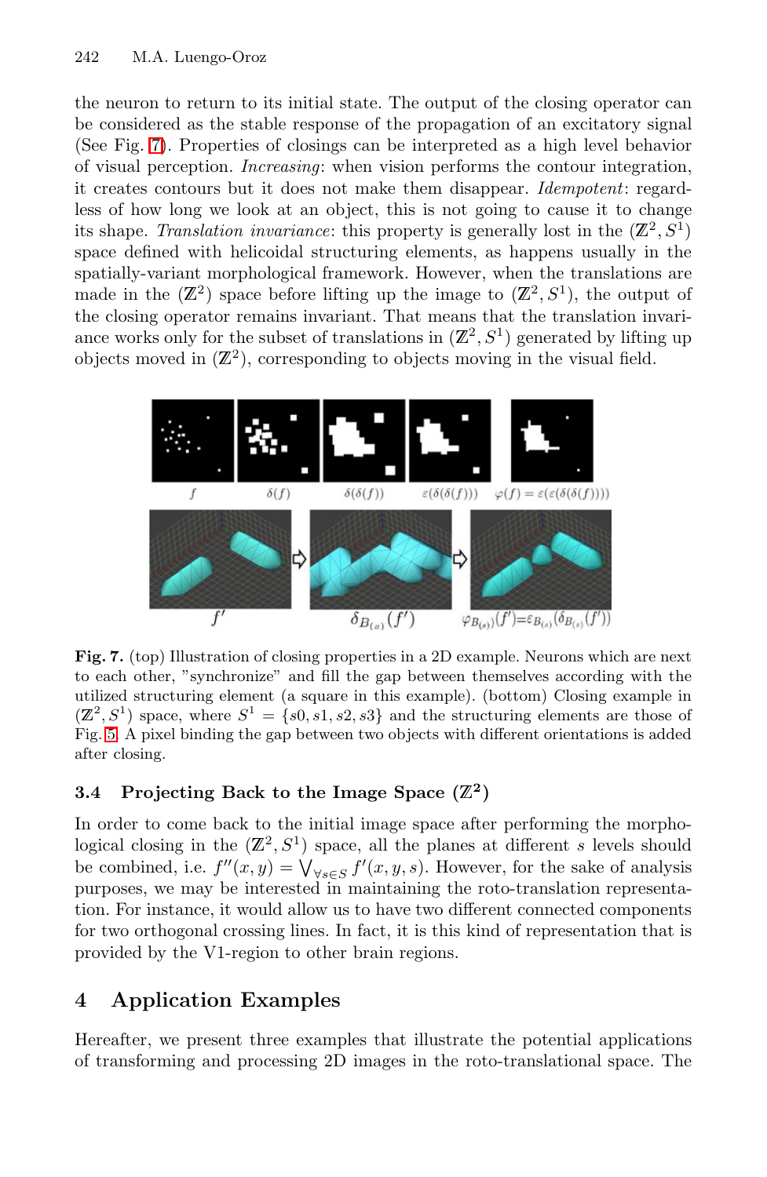the neuron to return to its initial state. The output of the closing operator can be considered as the stable response of the propagation of an excitatory signal (See Fig. 7). Properties of closings can be interpreted as a high level behavior of visual perception. *Increasing*: when vision performs the contour integration, it creates contours but it does not make them disappear. *Idempotent*: regardless of how long we look at an object, this is not going to cause it to change its shape. *Translation invariance*: this property is generally lost in the $(\mathbb{Z}^2, S^1)$ space defined with helicoidal structuring elements, as happens usually in the spatially-variant morphological framework. However, when the translations are made in the $(\mathbb{Z}^2)$ space before lifting up the image to $(\mathbb{Z}^2, S^1)$, the output of the closing operator remains invariant. That means that the translation invariance works only for the subset of translations in $(\mathbb{Z}^2, S^1)$ generated by lifting up objects moved in $(\mathbb{Z}^2)$, corresponding to objects moving in the visual field.

$f$ $\delta(f)$ $\delta(\delta(f))$ $\varepsilon(\delta(\delta(f)))$ $\varphi(f) = \varepsilon(\varepsilon(\delta(\delta(f))))$

$f'$ $\delta_{B_{(s)}}(f')$ $\varphi_{B_{(s)}}(f') = \varepsilon_{B_{(s)}}(\delta_{B_{(s)}}(f'))$

**Fig. 7.** (top) Illustration of closing properties in a 2D example. Neurons which are next to each other, "synchronize" and fill the gap between themselves according with the utilized structuring element (a square in this example). (bottom) Closing example in $(\mathbb{Z}^2, S^1)$ space, where $S^1 = \{s0, s1, s2, s3\}$ and the structuring elements are those of Fig. 5. A pixel binding the gap between two objects with different orientations is added after closing.

### 3.4 Projecting Back to the Image Space $(\mathbb{Z}^2)$

In order to come back to the initial image space after performing the morphological closing in the $(\mathbb{Z}^2, S^1)$ space, all the planes at different $s$ levels should be combined, i.e. $f''(x, y) = \bigvee_{\forall s \in S} f'(x, y, s)$. However, for the sake of analysis purposes, we may be interested in maintaining the roto-translation representation. For instance, it would allow us to have two different connected components for two orthogonal crossing lines. In fact, it is this kind of representation that is provided by the V1-region to other brain regions.

## 4 Application Examples

Hereafter, we present three examples that illustrate the potential applications of transforming and processing 2D images in the roto-translational space. The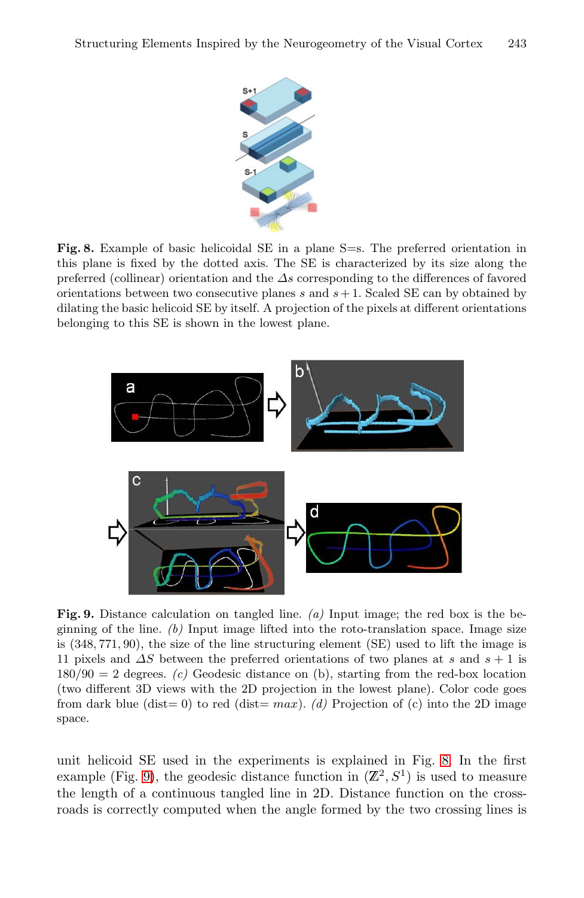**Fig. 8.** Example of basic helicoidal SE in a plane S=s. The preferred orientation in this plane is fixed by the dotted axis. The SE is characterized by its size along the preferred (collinear) orientation and the $\Delta s$ corresponding to the differences of favored orientations between two consecutive planes $s$ and $s+1$. Scaled SE can by obtained by dilating the basic helicoid SE by itself. A projection of the pixels at different orientations belonging to this SE is shown in the lowest plane.

**Fig. 9.** Distance calculation on tangled line. *(a)* Input image; the red box is the beginning of the line. *(b)* Input image lifted into the roto-translation space. Image size is $(348, 771, 90)$, the size of the line structuring element (SE) used to lift the image is 11 pixels and $\Delta S$ between the preferred orientations of two planes at $s$ and $s+1$ is $180/90 = 2$ degrees. *(c)* Geodesic distance on (b), starting from the red-box location (two different 3D views with the 2D projection in the lowest plane). Color code goes from dark blue (dist$=0$) to red (dist$=max$). *(d)* Projection of (c) into the 2D image space.

unit helicoid SE used in the experiments is explained in Fig. 8. In the first example (Fig. 9), the geodesic distance function in $(\mathbb{Z}^2, S^1)$ is used to measure the length of a continuous tangled line in 2D. Distance function on the cross-roads is correctly computed when the angle formed by the two crossing lines is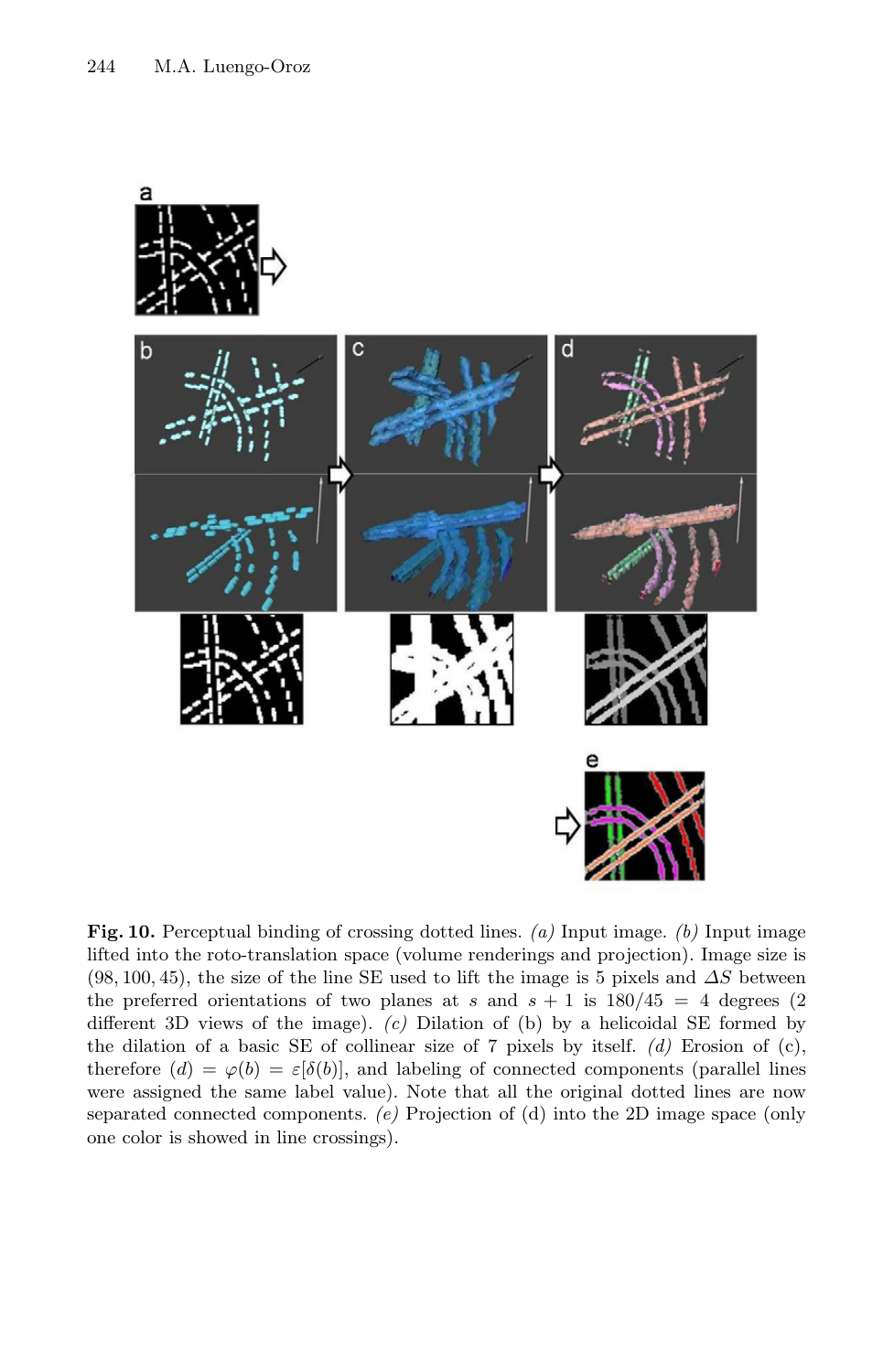a

b

c

d

e

**Fig. 10.** Perceptual binding of crossing dotted lines. *(a)* Input image. *(b)* Input image lifted into the roto-translation space (volume renderings and projection). Image size is $(98, 100, 45)$, the size of the line SE used to lift the image is 5 pixels and $\Delta S$ between the preferred orientations of two planes at $s$ and $s+1$ is $180/45 = 4$ degrees (2 different 3D views of the image). *(c)* Dilation of (b) by a helicoidal SE formed by the dilation of a basic SE of collinear size of 7 pixels by itself. *(d)* Erosion of (c), therefore $(d) = \varphi(b) = \varepsilon[\delta(b)]$, and labeling of connected components (parallel lines were assigned the same label value). Note that all the original dotted lines are now separated connected components. *(e)* Projection of (d) into the 2D image space (only one color is showed in line crossings).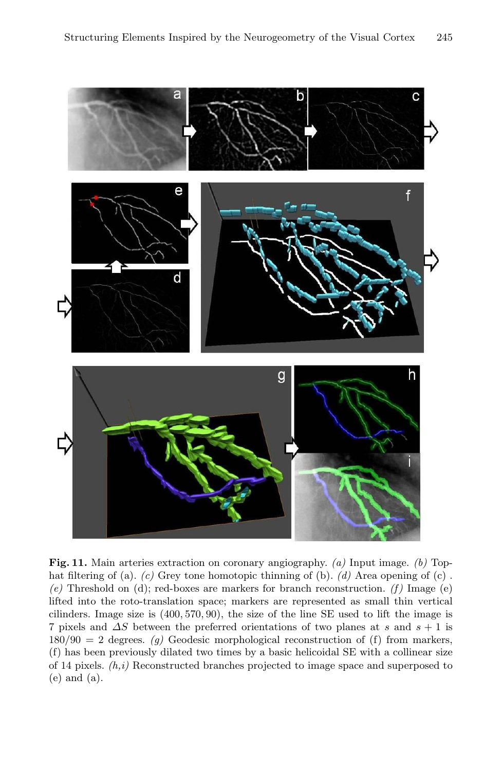**Fig. 11.** Main arteries extraction on coronary angiography. *(a)* Input image. *(b)* Top-hat filtering of (a). *(c)* Grey tone homotopic thinning of (b). *(d)* Area opening of (c) . *(e)* Threshold on (d); red-boxes are markers for branch reconstruction. *(f)* Image (e) lifted into the roto-translation space; markers are represented as small thin vertical cylinders. Image size is $(400, 570, 90)$, the size of the line SE used to lift the image is 7 pixels and $\Delta S$ between the preferred orientations of two planes at $s$ and $s+1$ is $180/90 = 2$ degrees. *(g)* Geodesic morphological reconstruction of (f) from markers, (f) has been previously dilated two times by a basic helicoidal SE with a collinear size of 14 pixels. *(h,i)* Reconstructed branches projected to image space and superposed to (e) and (a).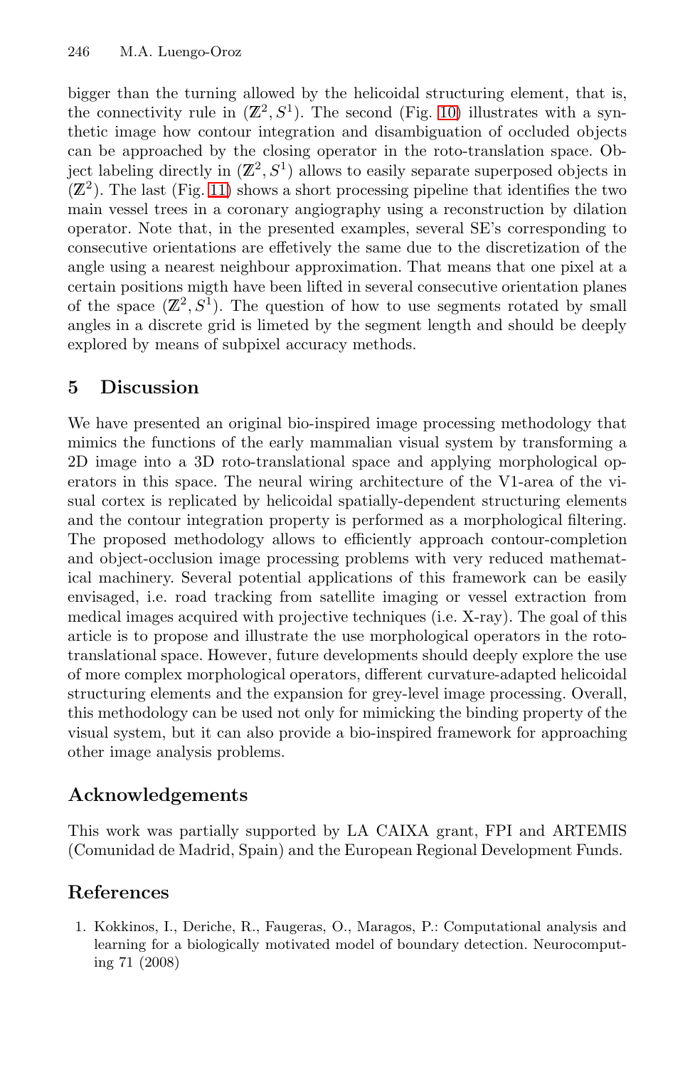bigger than the turning allowed by the helicoidal structuring element, that is, the connectivity rule in $(\mathbb{Z}^2, S^1)$. The second (Fig. 10) illustrates with a synthetic image how contour integration and disambiguation of occluded objects can be approached by the closing operator in the roto-translation space. Object labeling directly in $(\mathbb{Z}^2, S^1)$ allows to easily separate superposed objects in $(\mathbb{Z}^2)$. The last (Fig. 11) shows a short processing pipeline that identifies the two main vessel trees in a coronary angiography using a reconstruction by dilation operator. Note that, in the presented examples, several SE's corresponding to consecutive orientations are effetively the same due to the discretization of the angle using a nearest neighbour approximation. That means that one pixel at a certain positions migth have been lifted in several consecutive orientation planes of the space $(\mathbb{Z}^2, S^1)$. The question of how to use segments rotated by small angles in a discrete grid is limeted by the segment length and should be deeply explored by means of subpixel accuracy methods.

## 5 Discussion

We have presented an original bio-inspired image processing methodology that mimics the functions of the early mammalian visual system by transforming a 2D image into a 3D roto-translational space and applying morphological operators in this space. The neural wiring architecture of the V1-area of the visual cortex is replicated by helicoidal spatially-dependent structuring elements and the contour integration property is performed as a morphological filtering. The proposed methodology allows to efficiently approach contour-completion and object-occlusion image processing problems with very reduced mathematical machinery. Several potential applications of this framework can be easily envisaged, i.e. road tracking from satellite imaging or vessel extraction from medical images acquired with projective techniques (i.e. X-ray). The goal of this article is to propose and illustrate the use morphological operators in the roto-translational space. However, future developments should deeply explore the use of more complex morphological operators, different curvature-adapted helicoidal structuring elements and the expansion for grey-level image processing. Overall, this methodology can be used not only for mimicking the binding property of the visual system, but it can also provide a bio-inspired framework for approaching other image analysis problems.

## Acknowledgements

This work was partially supported by LA CAIXA grant, FPI and ARTEMIS (Comunidad de Madrid, Spain) and the European Regional Development Funds.

## References

1. Kokkinos, I., Deriche, R., Faugeras, O., Maragos, P.: Computational analysis and learning for a biologically motivated model of boundary detection. Neurocomputing 71 (2008)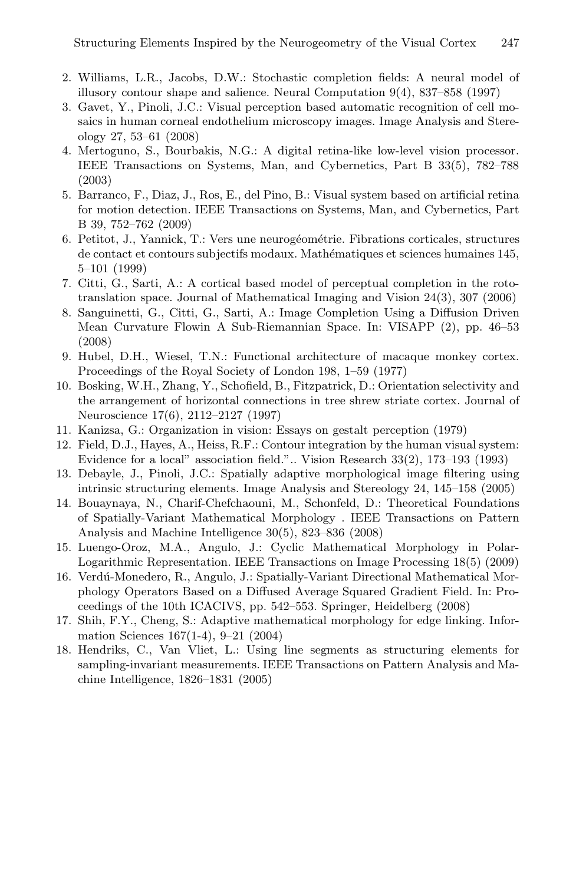2. Williams, L.R., Jacobs, D.W.: Stochastic completion fields: A neural model of illusory contour shape and salience. Neural Computation 9(4), 837–858 (1997)
3. Gavet, Y., Pinoli, J.C.: Visual perception based automatic recognition of cell mosaics in human corneal endothelium microscopy images. Image Analysis and Stereology 27, 53–61 (2008)
4. Mertoguno, S., Bourbakis, N.G.: A digital retina-like low-level vision processor. IEEE Transactions on Systems, Man, and Cybernetics, Part B 33(5), 782–788 (2003)
5. Barranco, F., Diaz, J., Ros, E., del Pino, B.: Visual system based on artificial retina for motion detection. IEEE Transactions on Systems, Man, and Cybernetics, Part B 39, 752–762 (2009)
6. Petitot, J., Yannick, T.: Vers une neurogéométrie. Fibrations corticales, structures de contact et contours subjectifs modaux. Mathématiques et sciences humaines 145, 5–101 (1999)
7. Citti, G., Sarti, A.: A cortical based model of perceptual completion in the roto-translation space. Journal of Mathematical Imaging and Vision 24(3), 307 (2006)
8. Sanguinetti, G., Citti, G., Sarti, A.: Image Completion Using a Diffusion Driven Mean Curvature Flowin A Sub-Riemannian Space. In: VISAPP (2), pp. 46–53 (2008)
9. Hubel, D.H., Wiesel, T.N.: Functional architecture of macaque monkey cortex. Proceedings of the Royal Society of London 198, 1–59 (1977)
10. Bosking, W.H., Zhang, Y., Schofield, B., Fitzpatrick, D.: Orientation selectivity and the arrangement of horizontal connections in tree shrew striate cortex. Journal of Neuroscience 17(6), 2112–2127 (1997)
11. Kanizsa, G.: Organization in vision: Essays on gestalt perception (1979)
12. Field, D.J., Hayes, A., Heiss, R.F.: Contour integration by the human visual system: Evidence for a local" association field.".. Vision Research 33(2), 173–193 (1993)
13. Debayle, J., Pinoli, J.C.: Spatially adaptive morphological image filtering using intrinsic structuring elements. Image Analysis and Stereology 24, 145–158 (2005)
14. Bouaynaya, N., Charif-Chefchaouni, M., Schonfeld, D.: Theoretical Foundations of Spatially-Variant Mathematical Morphology . IEEE Transactions on Pattern Analysis and Machine Intelligence 30(5), 823–836 (2008)
15. Luengo-Oroz, M.A., Angulo, J.: Cyclic Mathematical Morphology in Polar-Logarithmic Representation. IEEE Transactions on Image Processing 18(5) (2009)
16. Verdú-Monedero, R., Angulo, J.: Spatially-Variant Directional Mathematical Morphology Operators Based on a Diffused Average Squared Gradient Field. In: Proceedings of the 10th ICACIVS, pp. 542–553. Springer, Heidelberg (2008)
17. Shih, F.Y., Cheng, S.: Adaptive mathematical morphology for edge linking. Information Sciences 167(1-4), 9–21 (2004)
18. Hendriks, C., Van Vliet, L.: Using line segments as structuring elements for sampling-invariant measurements. IEEE Transactions on Pattern Analysis and Machine Intelligence, 1826–1831 (2005)